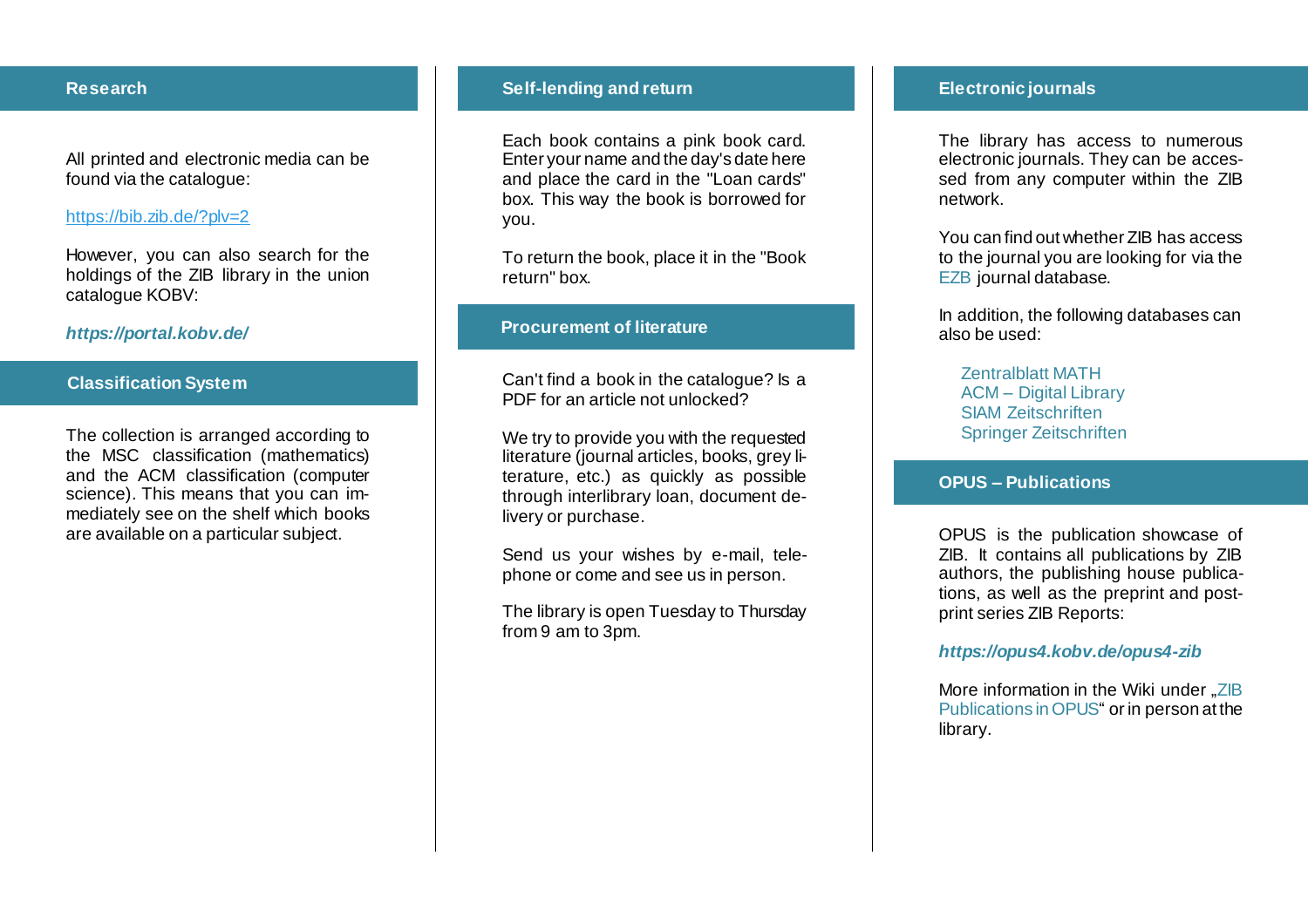## Research

All printed and electronic media can be found via the catalogue:

https://bib.zib.de/?plv=2

However, you can also search for the holdings of the ZIB library in the union catalogue KOBV:

***https://portal.kobv.de/***

## Classification System

The collection is arranged according to the MSC classification (mathematics) and the ACM classification (computer science). This means that you can immediately see on the shelf which books are available on a particular subject.

## Self-lending and return

Each book contains a pink book card. Enter your name and the day's date here and place the card in the "Loan cards" box. This way the book is borrowed for you.

To return the book, place it in the "Book return" box.

## Procurement of literature

Can't find a book in the catalogue? Is a PDF for an article not unlocked?

We try to provide you with the requested literature (journal articles, books, grey literature, etc.) as quickly as possible through interlibrary loan, document delivery or purchase.

Send us your wishes by e-mail, telephone or come and see us in person.

The library is open Tuesday to Thursday from 9 am to 3pm.

## Electronic journals

The library has access to numerous electronic journals. They can be accessed from any computer within the ZIB network.

You can find out whether ZIB has access to the journal you are looking for via the EZB journal database.

In addition, the following databases can also be used:

- Zentralblatt MATH
- ACM – Digital Library
- SIAM Zeitschriften
- Springer Zeitschriften

## OPUS – Publications

OPUS is the publication showcase of ZIB. It contains all publications by ZIB authors, the publishing house publications, as well as the preprint and postprint series ZIB Reports:

***https://opus4.kobv.de/opus4-zib***

More information in the Wiki under „ZIB Publications in OPUS" or in person at the library.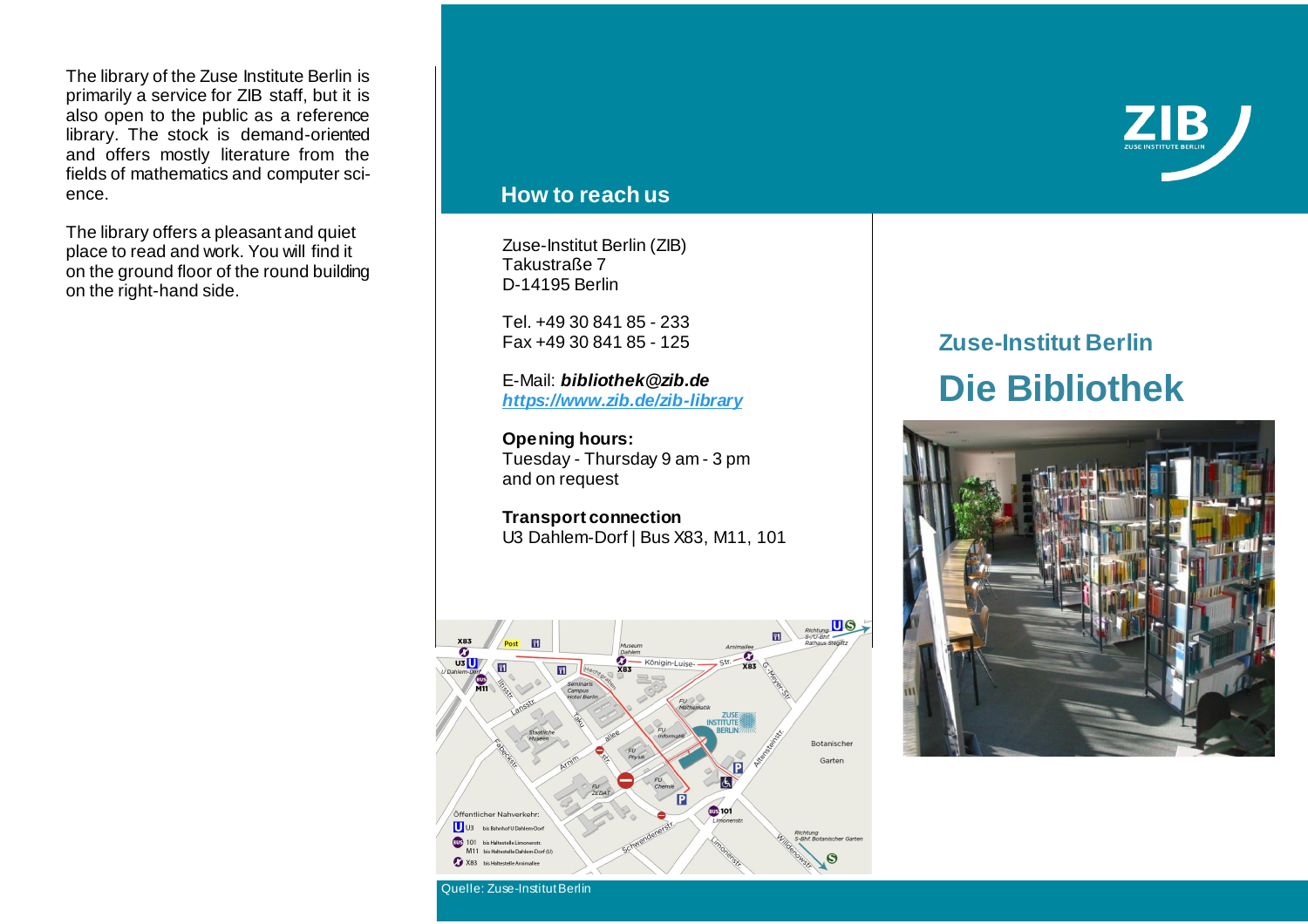The library of the Zuse Institute Berlin is primarily a service for ZIB staff, but it is also open to the public as a reference library. The stock is demand-oriented and offers mostly literature from the fields of mathematics and computer science.

The library offers a pleasant and quiet place to read and work. You will find it on the ground floor of the round building on the right-hand side.

## How to reach us

Zuse-Institut Berlin (ZIB)
Takustraße 7
D-14195 Berlin

Tel. +49 30 841 85 - 233
Fax +49 30 841 85 - 125

E-Mail: ***bibliothek@zib.de***
***https://www.zib.de/zib-library***

**Opening hours:**
Tuesday - Thursday 9 am - 3 pm
and on request

**Transport connection**
U3 Dahlem-Dorf | Bus X83, M11, 101

Quelle: Zuse-Institut Berlin

ZIB
ZUSE INSTITUTE BERLIN

## Zuse-Institut Berlin

# Die Bibliothek